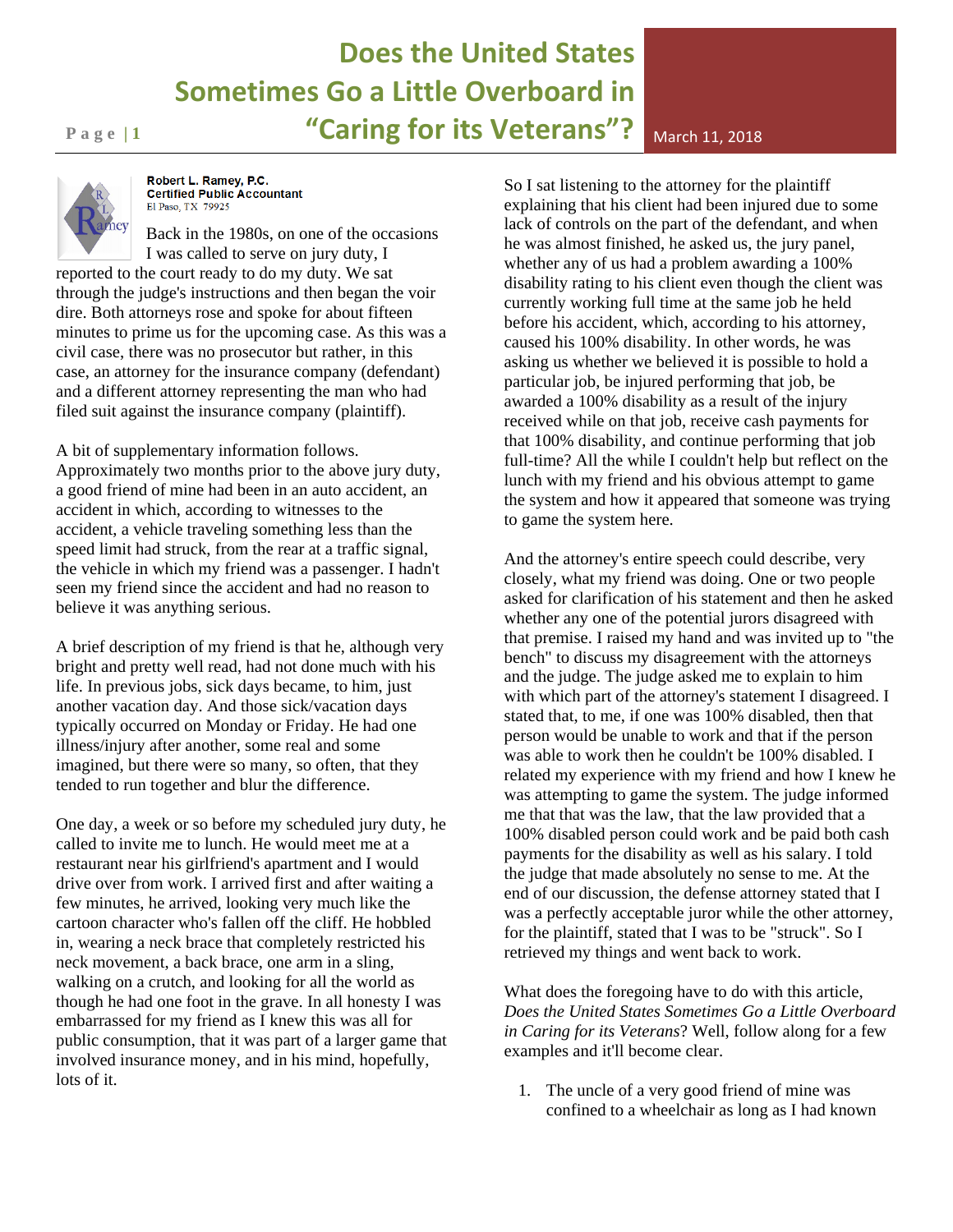# Does the United States Sometimes Go a Little Overboard in "Caring for its Veterans"?

March 11, 2018

**Robert L. Ramey, P.C.**
**Certified Public Accountant**
El Paso, TX 79925

Back in the 1980s, on one of the occasions I was called to serve on jury duty, I reported to the court ready to do my duty. We sat through the judge's instructions and then began the voir dire. Both attorneys rose and spoke for about fifteen minutes to prime us for the upcoming case. As this was a civil case, there was no prosecutor but rather, in this case, an attorney for the insurance company (defendant) and a different attorney representing the man who had filed suit against the insurance company (plaintiff).

A bit of supplementary information follows. Approximately two months prior to the above jury duty, a good friend of mine had been in an auto accident, an accident in which, according to witnesses to the accident, a vehicle traveling something less than the speed limit had struck, from the rear at a traffic signal, the vehicle in which my friend was a passenger. I hadn't seen my friend since the accident and had no reason to believe it was anything serious.

A brief description of my friend is that he, although very bright and pretty well read, had not done much with his life. In previous jobs, sick days became, to him, just another vacation day. And those sick/vacation days typically occurred on Monday or Friday. He had one illness/injury after another, some real and some imagined, but there were so many, so often, that they tended to run together and blur the difference.

One day, a week or so before my scheduled jury duty, he called to invite me to lunch. He would meet me at a restaurant near his girlfriend's apartment and I would drive over from work. I arrived first and after waiting a few minutes, he arrived, looking very much like the cartoon character who's fallen off the cliff. He hobbled in, wearing a neck brace that completely restricted his neck movement, a back brace, one arm in a sling, walking on a crutch, and looking for all the world as though he had one foot in the grave. In all honesty I was embarrassed for my friend as I knew this was all for public consumption, that it was part of a larger game that involved insurance money, and in his mind, hopefully, lots of it.

So I sat listening to the attorney for the plaintiff explaining that his client had been injured due to some lack of controls on the part of the defendant, and when he was almost finished, he asked us, the jury panel, whether any of us had a problem awarding a 100% disability rating to his client even though the client was currently working full time at the same job he held before his accident, which, according to his attorney, caused his 100% disability. In other words, he was asking us whether we believed it is possible to hold a particular job, be injured performing that job, be awarded a 100% disability as a result of the injury received while on that job, receive cash payments for that 100% disability, and continue performing that job full-time? All the while I couldn't help but reflect on the lunch with my friend and his obvious attempt to game the system and how it appeared that someone was trying to game the system here.

And the attorney's entire speech could describe, very closely, what my friend was doing. One or two people asked for clarification of his statement and then he asked whether any one of the potential jurors disagreed with that premise. I raised my hand and was invited up to "the bench" to discuss my disagreement with the attorneys and the judge. The judge asked me to explain to him with which part of the attorney's statement I disagreed. I stated that, to me, if one was 100% disabled, then that person would be unable to work and that if the person was able to work then he couldn't be 100% disabled. I related my experience with my friend and how I knew he was attempting to game the system. The judge informed me that that was the law, that the law provided that a 100% disabled person could work and be paid both cash payments for the disability as well as his salary. I told the judge that made absolutely no sense to me. At the end of our discussion, the defense attorney stated that I was a perfectly acceptable juror while the other attorney, for the plaintiff, stated that I was to be "struck". So I retrieved my things and went back to work.

What does the foregoing have to do with this article, *Does the United States Sometimes Go a Little Overboard in Caring for its Veterans*? Well, follow along for a few examples and it'll become clear.

1. The uncle of a very good friend of mine was confined to a wheelchair as long as I had known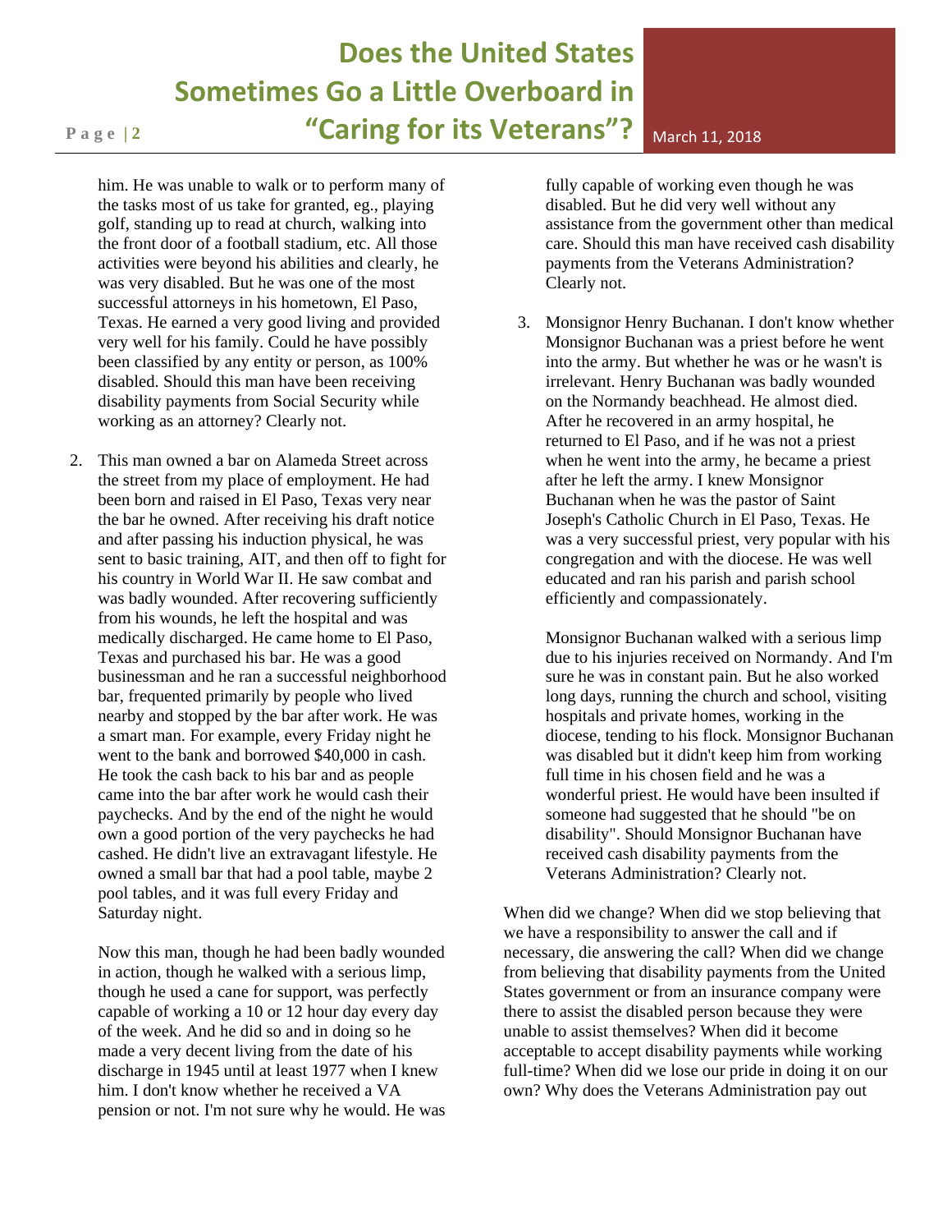him. He was unable to walk or to perform many of the tasks most of us take for granted, eg., playing golf, standing up to read at church, walking into the front door of a football stadium, etc. All those activities were beyond his abilities and clearly, he was very disabled. But he was one of the most successful attorneys in his hometown, El Paso, Texas. He earned a very good living and provided very well for his family. Could he have possibly been classified by any entity or person, as 100% disabled. Should this man have been receiving disability payments from Social Security while working as an attorney? Clearly not.

2. This man owned a bar on Alameda Street across the street from my place of employment. He had been born and raised in El Paso, Texas very near the bar he owned. After receiving his draft notice and after passing his induction physical, he was sent to basic training, AIT, and then off to fight for his country in World War II. He saw combat and was badly wounded. After recovering sufficiently from his wounds, he left the hospital and was medically discharged. He came home to El Paso, Texas and purchased his bar. He was a good businessman and he ran a successful neighborhood bar, frequented primarily by people who lived nearby and stopped by the bar after work. He was a smart man. For example, every Friday night he went to the bank and borrowed $40,000 in cash. He took the cash back to his bar and as people came into the bar after work he would cash their paychecks. And by the end of the night he would own a good portion of the very paychecks he had cashed. He didn't live an extravagant lifestyle. He owned a small bar that had a pool table, maybe 2 pool tables, and it was full every Friday and Saturday night.

   Now this man, though he had been badly wounded in action, though he walked with a serious limp, though he used a cane for support, was perfectly capable of working a 10 or 12 hour day every day of the week. And he did so and in doing so he made a very decent living from the date of his discharge in 1945 until at least 1977 when I knew him. I don't know whether he received a VA pension or not. I'm not sure why he would. He was fully capable of working even though he was disabled. But he did very well without any assistance from the government other than medical care. Should this man have received cash disability payments from the Veterans Administration? Clearly not.

3. Monsignor Henry Buchanan. I don't know whether Monsignor Buchanan was a priest before he went into the army. But whether he was or he wasn't is irrelevant. Henry Buchanan was badly wounded on the Normandy beachhead. He almost died. After he recovered in an army hospital, he returned to El Paso, and if he was not a priest when he went into the army, he became a priest after he left the army. I knew Monsignor Buchanan when he was the pastor of Saint Joseph's Catholic Church in El Paso, Texas. He was a very successful priest, very popular with his congregation and with the diocese. He was well educated and ran his parish and parish school efficiently and compassionately.

   Monsignor Buchanan walked with a serious limp due to his injuries received on Normandy. And I'm sure he was in constant pain. But he also worked long days, running the church and school, visiting hospitals and private homes, working in the diocese, tending to his flock. Monsignor Buchanan was disabled but it didn't keep him from working full time in his chosen field and he was a wonderful priest. He would have been insulted if someone had suggested that he should "be on disability". Should Monsignor Buchanan have received cash disability payments from the Veterans Administration? Clearly not.

When did we change? When did we stop believing that we have a responsibility to answer the call and if necessary, die answering the call? When did we change from believing that disability payments from the United States government or from an insurance company were there to assist the disabled person because they were unable to assist themselves? When did it become acceptable to accept disability payments while working full-time? When did we lose our pride in doing it on our own? Why does the Veterans Administration pay out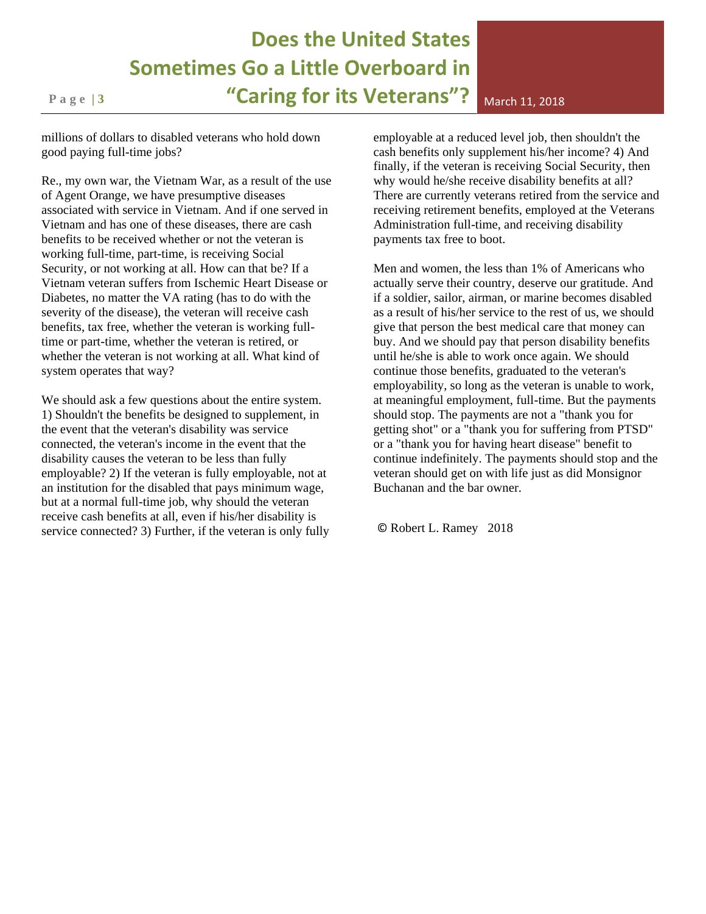millions of dollars to disabled veterans who hold down good paying full-time jobs?

Re., my own war, the Vietnam War, as a result of the use of Agent Orange, we have presumptive diseases associated with service in Vietnam. And if one served in Vietnam and has one of these diseases, there are cash benefits to be received whether or not the veteran is working full-time, part-time, is receiving Social Security, or not working at all. How can that be? If a Vietnam veteran suffers from Ischemic Heart Disease or Diabetes, no matter the VA rating (has to do with the severity of the disease), the veteran will receive cash benefits, tax free, whether the veteran is working full-time or part-time, whether the veteran is retired, or whether the veteran is not working at all. What kind of system operates that way?

We should ask a few questions about the entire system. 1) Shouldn't the benefits be designed to supplement, in the event that the veteran's disability was service connected, the veteran's income in the event that the disability causes the veteran to be less than fully employable? 2) If the veteran is fully employable, not at an institution for the disabled that pays minimum wage, but at a normal full-time job, why should the veteran receive cash benefits at all, even if his/her disability is service connected? 3) Further, if the veteran is only fully employable at a reduced level job, then shouldn't the cash benefits only supplement his/her income? 4) And finally, if the veteran is receiving Social Security, then why would he/she receive disability benefits at all? There are currently veterans retired from the service and receiving retirement benefits, employed at the Veterans Administration full-time, and receiving disability payments tax free to boot.

Men and women, the less than 1% of Americans who actually serve their country, deserve our gratitude. And if a soldier, sailor, airman, or marine becomes disabled as a result of his/her service to the rest of us, we should give that person the best medical care that money can buy. And we should pay that person disability benefits until he/she is able to work once again. We should continue those benefits, graduated to the veteran's employability, so long as the veteran is unable to work, at meaningful employment, full-time. But the payments should stop. The payments are not a "thank you for getting shot" or a "thank you for suffering from PTSD" or a "thank you for having heart disease" benefit to continue indefinitely. The payments should stop and the veteran should get on with life just as did Monsignor Buchanan and the bar owner.

© Robert L. Ramey 2018